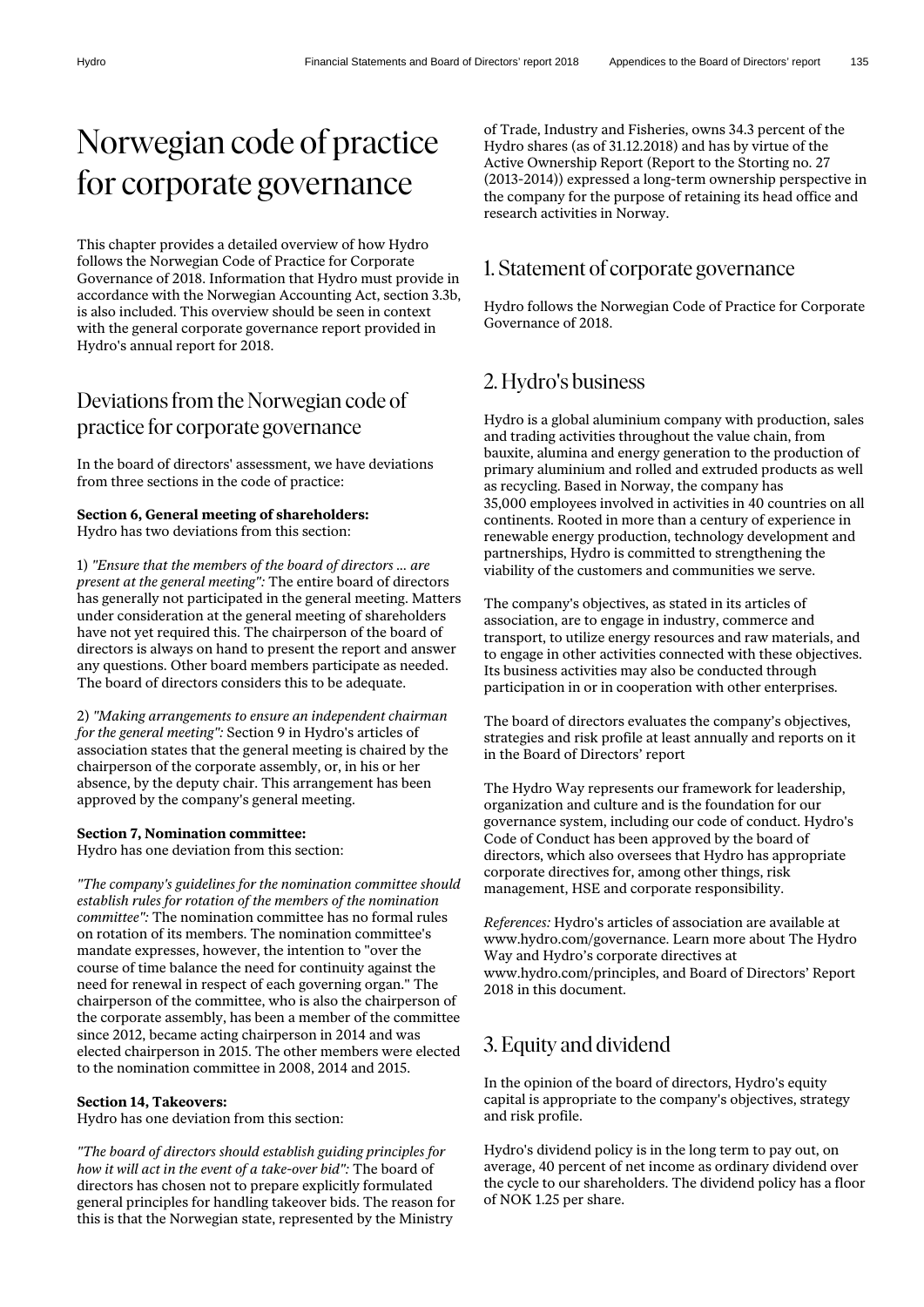# Norwegian code of practice for corporate governance

This chapter provides a detailed overview of how Hydro follows the Norwegian Code of Practice for Corporate Governance of 2018. Information that Hydro must provide in accordance with the Norwegian Accounting Act, section 3.3b, is also included. This overview should be seen in context with the general corporate governance report provided in Hydro's annual report for 2018.

## Deviations from the Norwegian code of practice for corporate governance

In the board of directors' assessment, we have deviations from three sections in the code of practice:

**Section 6, General meeting of shareholders:**
Hydro has two deviations from this section:

1) *"Ensure that the members of the board of directors ... are present at the general meeting":* The entire board of directors has generally not participated in the general meeting. Matters under consideration at the general meeting of shareholders have not yet required this. The chairperson of the board of directors is always on hand to present the report and answer any questions. Other board members participate as needed. The board of directors considers this to be adequate.

2) *"Making arrangements to ensure an independent chairman for the general meeting":* Section 9 in Hydro's articles of association states that the general meeting is chaired by the chairperson of the corporate assembly, or, in his or her absence, by the deputy chair. This arrangement has been approved by the company's general meeting.

**Section 7, Nomination committee:**
Hydro has one deviation from this section:

*"The company's guidelines for the nomination committee should establish rules for rotation of the members of the nomination committee":* The nomination committee has no formal rules on rotation of its members. The nomination committee's mandate expresses, however, the intention to "over the course of time balance the need for continuity against the need for renewal in respect of each governing organ." The chairperson of the committee, who is also the chairperson of the corporate assembly, has been a member of the committee since 2012, became acting chairperson in 2014 and was elected chairperson in 2015. The other members were elected to the nomination committee in 2008, 2014 and 2015.

**Section 14, Takeovers:**
Hydro has one deviation from this section:

*"The board of directors should establish guiding principles for how it will act in the event of a take-over bid":* The board of directors has chosen not to prepare explicitly formulated general principles for handling takeover bids. The reason for this is that the Norwegian state, represented by the Ministry of Trade, Industry and Fisheries, owns 34.3 percent of the Hydro shares (as of 31.12.2018) and has by virtue of the Active Ownership Report (Report to the Storting no. 27 (2013-2014)) expressed a long-term ownership perspective in the company for the purpose of retaining its head office and research activities in Norway.

## 1. Statement of corporate governance

Hydro follows the Norwegian Code of Practice for Corporate Governance of 2018.

## 2. Hydro's business

Hydro is a global aluminium company with production, sales and trading activities throughout the value chain, from bauxite, alumina and energy generation to the production of primary aluminium and rolled and extruded products as well as recycling. Based in Norway, the company has 35,000 employees involved in activities in 40 countries on all continents. Rooted in more than a century of experience in renewable energy production, technology development and partnerships, Hydro is committed to strengthening the viability of the customers and communities we serve.

The company's objectives, as stated in its articles of association, are to engage in industry, commerce and transport, to utilize energy resources and raw materials, and to engage in other activities connected with these objectives. Its business activities may also be conducted through participation in or in cooperation with other enterprises.

The board of directors evaluates the company's objectives, strategies and risk profile at least annually and reports on it in the Board of Directors' report

The Hydro Way represents our framework for leadership, organization and culture and is the foundation for our governance system, including our code of conduct. Hydro's Code of Conduct has been approved by the board of directors, which also oversees that Hydro has appropriate corporate directives for, among other things, risk management, HSE and corporate responsibility.

*References:* Hydro's articles of association are available at www.hydro.com/governance. Learn more about The Hydro Way and Hydro's corporate directives at www.hydro.com/principles, and Board of Directors' Report 2018 in this document.

## 3. Equity and dividend

In the opinion of the board of directors, Hydro's equity capital is appropriate to the company's objectives, strategy and risk profile.

Hydro's dividend policy is in the long term to pay out, on average, 40 percent of net income as ordinary dividend over the cycle to our shareholders. The dividend policy has a floor of NOK 1.25 per share.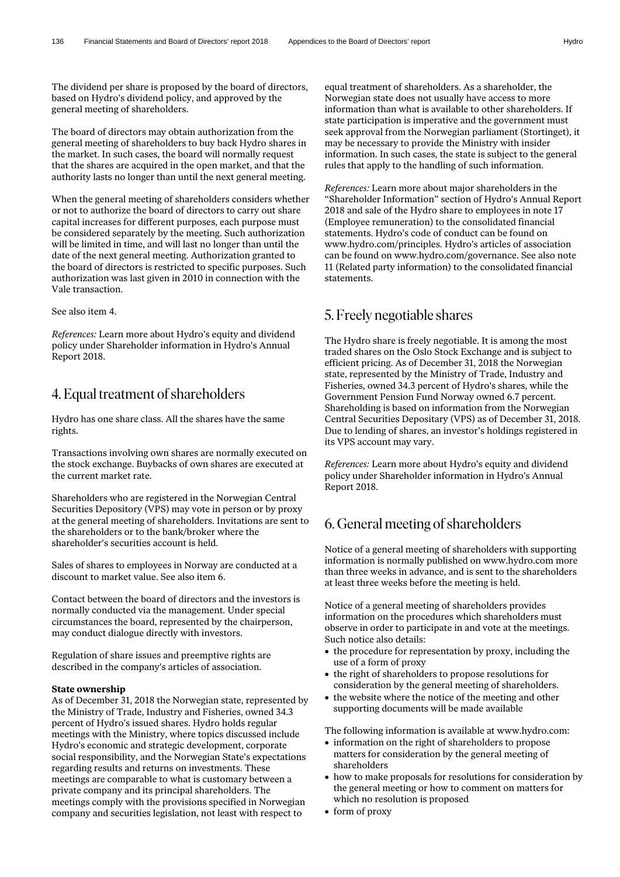The dividend per share is proposed by the board of directors, based on Hydro's dividend policy, and approved by the general meeting of shareholders.

The board of directors may obtain authorization from the general meeting of shareholders to buy back Hydro shares in the market. In such cases, the board will normally request that the shares are acquired in the open market, and that the authority lasts no longer than until the next general meeting.

When the general meeting of shareholders considers whether or not to authorize the board of directors to carry out share capital increases for different purposes, each purpose must be considered separately by the meeting. Such authorization will be limited in time, and will last no longer than until the date of the next general meeting. Authorization granted to the board of directors is restricted to specific purposes. Such authorization was last given in 2010 in connection with the Vale transaction.

See also item 4.

*References:* Learn more about Hydro's equity and dividend policy under Shareholder information in Hydro's Annual Report 2018.

## 4. Equal treatment of shareholders

Hydro has one share class. All the shares have the same rights.

Transactions involving own shares are normally executed on the stock exchange. Buybacks of own shares are executed at the current market rate.

Shareholders who are registered in the Norwegian Central Securities Depository (VPS) may vote in person or by proxy at the general meeting of shareholders. Invitations are sent to the shareholders or to the bank/broker where the shareholder's securities account is held.

Sales of shares to employees in Norway are conducted at a discount to market value. See also item 6.

Contact between the board of directors and the investors is normally conducted via the management. Under special circumstances the board, represented by the chairperson, may conduct dialogue directly with investors.

Regulation of share issues and preemptive rights are described in the company's articles of association.

**State ownership**

As of December 31, 2018 the Norwegian state, represented by the Ministry of Trade, Industry and Fisheries, owned 34.3 percent of Hydro's issued shares. Hydro holds regular meetings with the Ministry, where topics discussed include Hydro's economic and strategic development, corporate social responsibility, and the Norwegian State's expectations regarding results and returns on investments. These meetings are comparable to what is customary between a private company and its principal shareholders. The meetings comply with the provisions specified in Norwegian company and securities legislation, not least with respect to equal treatment of shareholders. As a shareholder, the Norwegian state does not usually have access to more information than what is available to other shareholders. If state participation is imperative and the government must seek approval from the Norwegian parliament (Stortinget), it may be necessary to provide the Ministry with insider information. In such cases, the state is subject to the general rules that apply to the handling of such information.

*References:* Learn more about major shareholders in the "Shareholder Information" section of Hydro's Annual Report 2018 and sale of the Hydro share to employees in note 17 (Employee remuneration) to the consolidated financial statements. Hydro's code of conduct can be found on www.hydro.com/principles. Hydro's articles of association can be found on www.hydro.com/governance. See also note 11 (Related party information) to the consolidated financial statements.

## 5. Freely negotiable shares

The Hydro share is freely negotiable. It is among the most traded shares on the Oslo Stock Exchange and is subject to efficient pricing. As of December 31, 2018 the Norwegian state, represented by the Ministry of Trade, Industry and Fisheries, owned 34.3 percent of Hydro's shares, while the Government Pension Fund Norway owned 6.7 percent. Shareholding is based on information from the Norwegian Central Securities Depositary (VPS) as of December 31, 2018. Due to lending of shares, an investor's holdings registered in its VPS account may vary.

*References:* Learn more about Hydro's equity and dividend policy under Shareholder information in Hydro's Annual Report 2018.

## 6. General meeting of shareholders

Notice of a general meeting of shareholders with supporting information is normally published on www.hydro.com more than three weeks in advance, and is sent to the shareholders at least three weeks before the meeting is held.

Notice of a general meeting of shareholders provides information on the procedures which shareholders must observe in order to participate in and vote at the meetings. Such notice also details:

- the procedure for representation by proxy, including the use of a form of proxy
- the right of shareholders to propose resolutions for consideration by the general meeting of shareholders.
- the website where the notice of the meeting and other supporting documents will be made available

The following information is available at www.hydro.com:

- information on the right of shareholders to propose matters for consideration by the general meeting of shareholders
- how to make proposals for resolutions for consideration by the general meeting or how to comment on matters for which no resolution is proposed
- form of proxy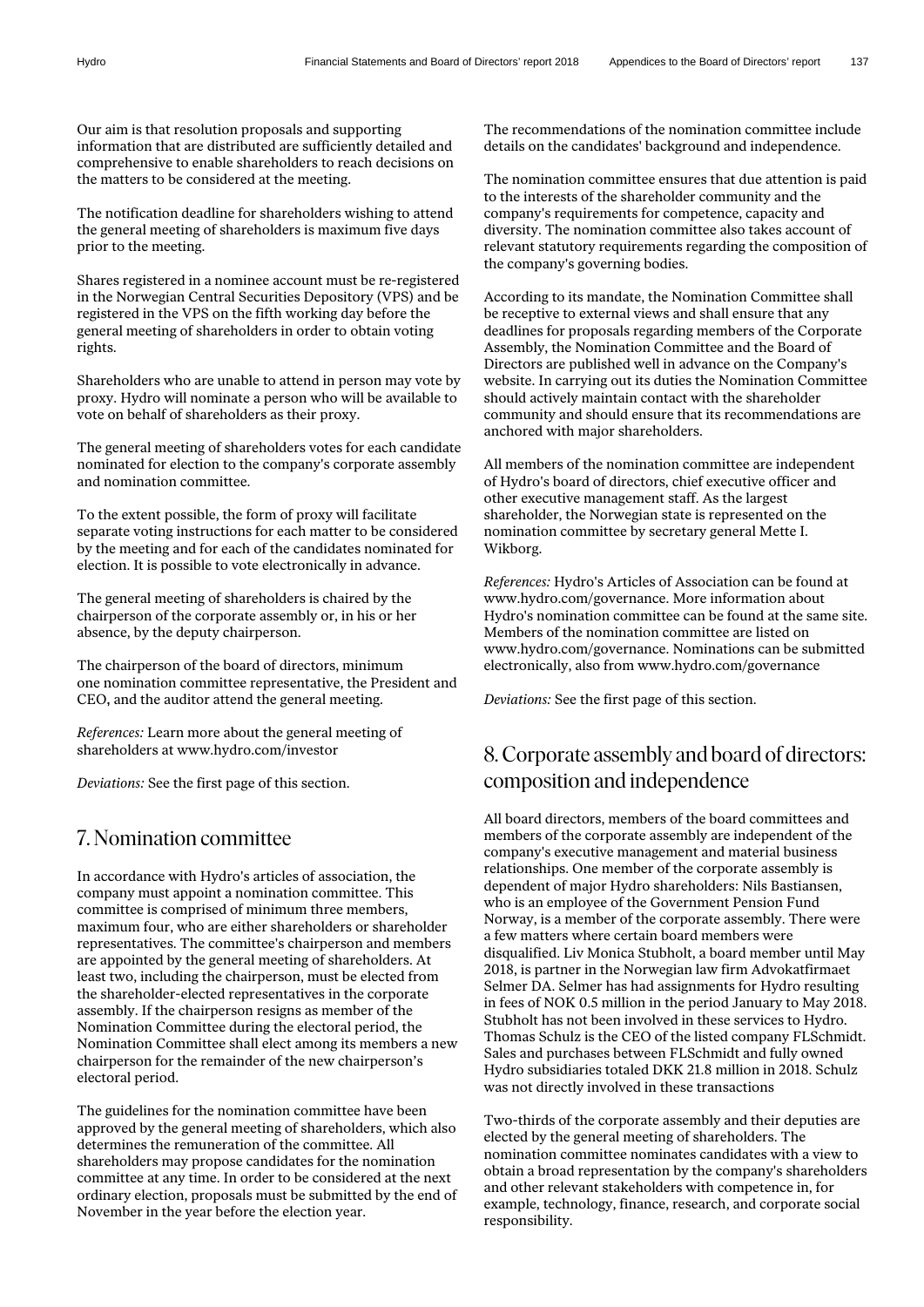Our aim is that resolution proposals and supporting information that are distributed are sufficiently detailed and comprehensive to enable shareholders to reach decisions on the matters to be considered at the meeting.

The notification deadline for shareholders wishing to attend the general meeting of shareholders is maximum five days prior to the meeting.

Shares registered in a nominee account must be re-registered in the Norwegian Central Securities Depository (VPS) and be registered in the VPS on the fifth working day before the general meeting of shareholders in order to obtain voting rights.

Shareholders who are unable to attend in person may vote by proxy. Hydro will nominate a person who will be available to vote on behalf of shareholders as their proxy.

The general meeting of shareholders votes for each candidate nominated for election to the company's corporate assembly and nomination committee.

To the extent possible, the form of proxy will facilitate separate voting instructions for each matter to be considered by the meeting and for each of the candidates nominated for election. It is possible to vote electronically in advance.

The general meeting of shareholders is chaired by the chairperson of the corporate assembly or, in his or her absence, by the deputy chairperson.

The chairperson of the board of directors, minimum one nomination committee representative, the President and CEO, and the auditor attend the general meeting.

*References:* Learn more about the general meeting of shareholders at www.hydro.com/investor

*Deviations:* See the first page of this section.

## 7. Nomination committee

In accordance with Hydro's articles of association, the company must appoint a nomination committee. This committee is comprised of minimum three members, maximum four, who are either shareholders or shareholder representatives. The committee's chairperson and members are appointed by the general meeting of shareholders. At least two, including the chairperson, must be elected from the shareholder-elected representatives in the corporate assembly. If the chairperson resigns as member of the Nomination Committee during the electoral period, the Nomination Committee shall elect among its members a new chairperson for the remainder of the new chairperson's electoral period.

The guidelines for the nomination committee have been approved by the general meeting of shareholders, which also determines the remuneration of the committee. All shareholders may propose candidates for the nomination committee at any time. In order to be considered at the next ordinary election, proposals must be submitted by the end of November in the year before the election year.

The recommendations of the nomination committee include details on the candidates' background and independence.

The nomination committee ensures that due attention is paid to the interests of the shareholder community and the company's requirements for competence, capacity and diversity. The nomination committee also takes account of relevant statutory requirements regarding the composition of the company's governing bodies.

According to its mandate, the Nomination Committee shall be receptive to external views and shall ensure that any deadlines for proposals regarding members of the Corporate Assembly, the Nomination Committee and the Board of Directors are published well in advance on the Company's website. In carrying out its duties the Nomination Committee should actively maintain contact with the shareholder community and should ensure that its recommendations are anchored with major shareholders.

All members of the nomination committee are independent of Hydro's board of directors, chief executive officer and other executive management staff. As the largest shareholder, the Norwegian state is represented on the nomination committee by secretary general Mette I. Wikborg.

*References:* Hydro's Articles of Association can be found at www.hydro.com/governance. More information about Hydro's nomination committee can be found at the same site. Members of the nomination committee are listed on www.hydro.com/governance. Nominations can be submitted electronically, also from www.hydro.com/governance

*Deviations:* See the first page of this section.

## 8. Corporate assembly and board of directors: composition and independence

All board directors, members of the board committees and members of the corporate assembly are independent of the company's executive management and material business relationships. One member of the corporate assembly is dependent of major Hydro shareholders: Nils Bastiansen, who is an employee of the Government Pension Fund Norway, is a member of the corporate assembly. There were a few matters where certain board members were disqualified. Liv Monica Stubholt, a board member until May 2018, is partner in the Norwegian law firm Advokatfirmaet Selmer DA. Selmer has had assignments for Hydro resulting in fees of NOK 0.5 million in the period January to May 2018. Stubholt has not been involved in these services to Hydro. Thomas Schulz is the CEO of the listed company FLSchmidt. Sales and purchases between FLSchmidt and fully owned Hydro subsidiaries totaled DKK 21.8 million in 2018. Schulz was not directly involved in these transactions

Two-thirds of the corporate assembly and their deputies are elected by the general meeting of shareholders. The nomination committee nominates candidates with a view to obtain a broad representation by the company's shareholders and other relevant stakeholders with competence in, for example, technology, finance, research, and corporate social responsibility.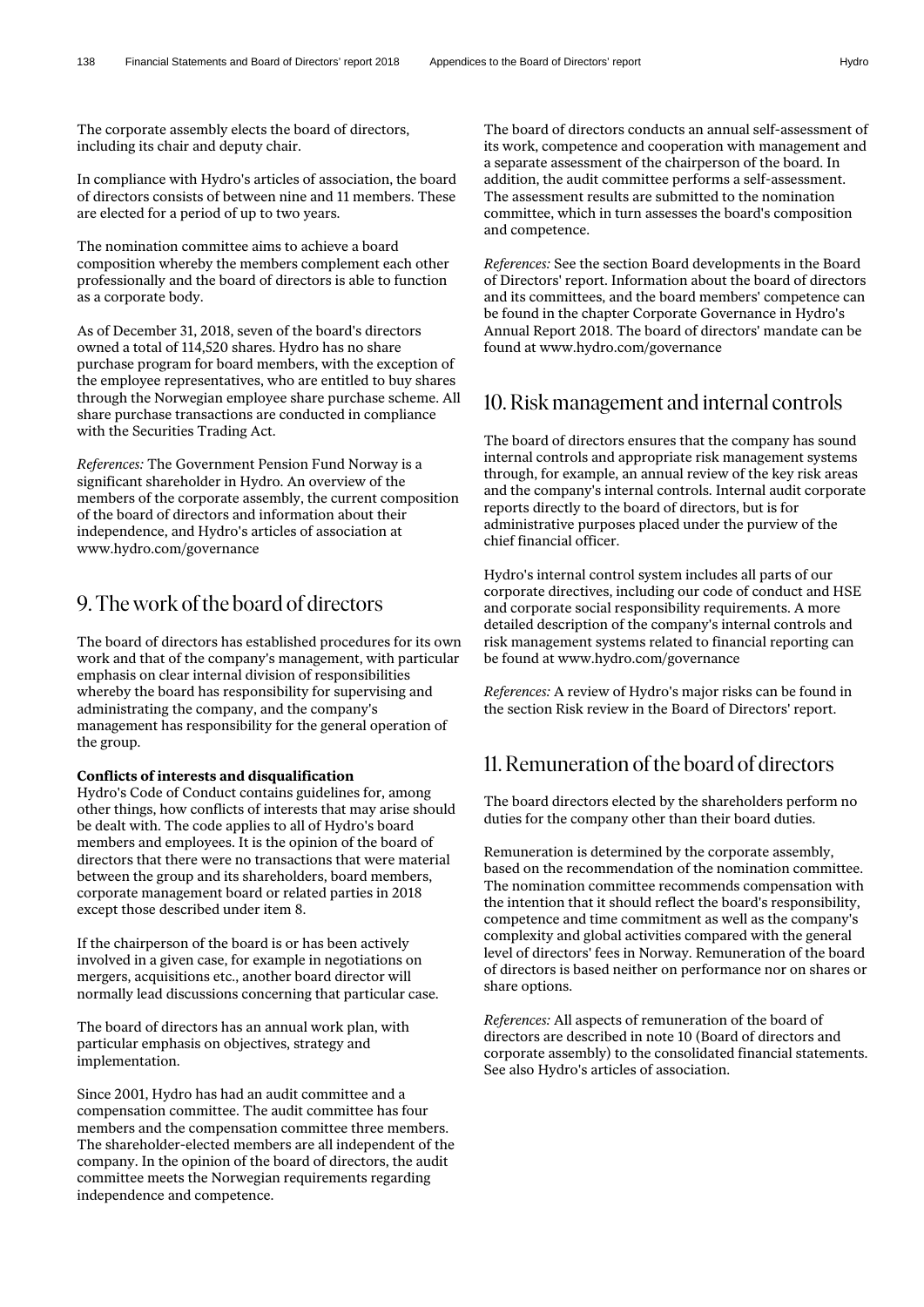The corporate assembly elects the board of directors, including its chair and deputy chair.

In compliance with Hydro's articles of association, the board of directors consists of between nine and 11 members. These are elected for a period of up to two years.

The nomination committee aims to achieve a board composition whereby the members complement each other professionally and the board of directors is able to function as a corporate body.

As of December 31, 2018, seven of the board's directors owned a total of 114,520 shares. Hydro has no share purchase program for board members, with the exception of the employee representatives, who are entitled to buy shares through the Norwegian employee share purchase scheme. All share purchase transactions are conducted in compliance with the Securities Trading Act.

*References:* The Government Pension Fund Norway is a significant shareholder in Hydro. An overview of the members of the corporate assembly, the current composition of the board of directors and information about their independence, and Hydro's articles of association at www.hydro.com/governance

## 9. The work of the board of directors

The board of directors has established procedures for its own work and that of the company's management, with particular emphasis on clear internal division of responsibilities whereby the board has responsibility for supervising and administrating the company, and the company's management has responsibility for the general operation of the group.

**Conflicts of interests and disqualification**

Hydro's Code of Conduct contains guidelines for, among other things, how conflicts of interests that may arise should be dealt with. The code applies to all of Hydro's board members and employees. It is the opinion of the board of directors that there were no transactions that were material between the group and its shareholders, board members, corporate management board or related parties in 2018 except those described under item 8.

If the chairperson of the board is or has been actively involved in a given case, for example in negotiations on mergers, acquisitions etc., another board director will normally lead discussions concerning that particular case.

The board of directors has an annual work plan, with particular emphasis on objectives, strategy and implementation.

Since 2001, Hydro has had an audit committee and a compensation committee. The audit committee has four members and the compensation committee three members. The shareholder-elected members are all independent of the company. In the opinion of the board of directors, the audit committee meets the Norwegian requirements regarding independence and competence.

The board of directors conducts an annual self-assessment of its work, competence and cooperation with management and a separate assessment of the chairperson of the board. In addition, the audit committee performs a self-assessment. The assessment results are submitted to the nomination committee, which in turn assesses the board's composition and competence.

*References:* See the section Board developments in the Board of Directors' report. Information about the board of directors and its committees, and the board members' competence can be found in the chapter Corporate Governance in Hydro's Annual Report 2018. The board of directors' mandate can be found at www.hydro.com/governance

## 10. Risk management and internal controls

The board of directors ensures that the company has sound internal controls and appropriate risk management systems through, for example, an annual review of the key risk areas and the company's internal controls. Internal audit corporate reports directly to the board of directors, but is for administrative purposes placed under the purview of the chief financial officer.

Hydro's internal control system includes all parts of our corporate directives, including our code of conduct and HSE and corporate social responsibility requirements. A more detailed description of the company's internal controls and risk management systems related to financial reporting can be found at www.hydro.com/governance

*References:* A review of Hydro's major risks can be found in the section Risk review in the Board of Directors' report.

## 11. Remuneration of the board of directors

The board directors elected by the shareholders perform no duties for the company other than their board duties.

Remuneration is determined by the corporate assembly, based on the recommendation of the nomination committee. The nomination committee recommends compensation with the intention that it should reflect the board's responsibility, competence and time commitment as well as the company's complexity and global activities compared with the general level of directors' fees in Norway. Remuneration of the board of directors is based neither on performance nor on shares or share options.

*References:* All aspects of remuneration of the board of directors are described in note 10 (Board of directors and corporate assembly) to the consolidated financial statements. See also Hydro's articles of association.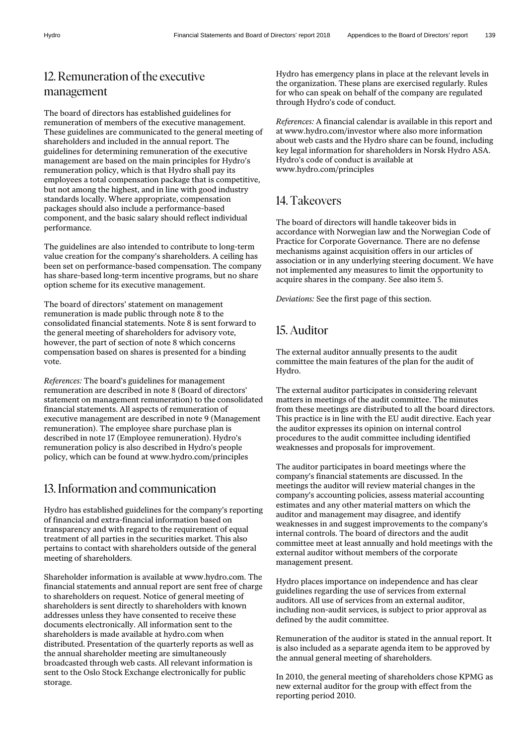## 12. Remuneration of the executive management

The board of directors has established guidelines for remuneration of members of the executive management. These guidelines are communicated to the general meeting of shareholders and included in the annual report. The guidelines for determining remuneration of the executive management are based on the main principles for Hydro's remuneration policy, which is that Hydro shall pay its employees a total compensation package that is competitive, but not among the highest, and in line with good industry standards locally. Where appropriate, compensation packages should also include a performance-based component, and the basic salary should reflect individual performance.

The guidelines are also intended to contribute to long-term value creation for the company's shareholders. A ceiling has been set on performance-based compensation. The company has share-based long-term incentive programs, but no share option scheme for its executive management.

The board of directors' statement on management remuneration is made public through note 8 to the consolidated financial statements. Note 8 is sent forward to the general meeting of shareholders for advisory vote, however, the part of section of note 8 which concerns compensation based on shares is presented for a binding vote.

*References:* The board's guidelines for management remuneration are described in note 8 (Board of directors' statement on management remuneration) to the consolidated financial statements. All aspects of remuneration of executive management are described in note 9 (Management remuneration). The employee share purchase plan is described in note 17 (Employee remuneration). Hydro's remuneration policy is also described in Hydro's people policy, which can be found at www.hydro.com/principles

## 13. Information and communication

Hydro has established guidelines for the company's reporting of financial and extra-financial information based on transparency and with regard to the requirement of equal treatment of all parties in the securities market. This also pertains to contact with shareholders outside of the general meeting of shareholders.

Shareholder information is available at www.hydro.com. The financial statements and annual report are sent free of charge to shareholders on request. Notice of general meeting of shareholders is sent directly to shareholders with known addresses unless they have consented to receive these documents electronically. All information sent to the shareholders is made available at hydro.com when distributed. Presentation of the quarterly reports as well as the annual shareholder meeting are simultaneously broadcasted through web casts. All relevant information is sent to the Oslo Stock Exchange electronically for public storage.

Hydro has emergency plans in place at the relevant levels in the organization. These plans are exercised regularly. Rules for who can speak on behalf of the company are regulated through Hydro's code of conduct.

*References:* A financial calendar is available in this report and at www.hydro.com/investor where also more information about web casts and the Hydro share can be found, including key legal information for shareholders in Norsk Hydro ASA. Hydro's code of conduct is available at www.hydro.com/principles

## 14. Takeovers

The board of directors will handle takeover bids in accordance with Norwegian law and the Norwegian Code of Practice for Corporate Governance. There are no defense mechanisms against acquisition offers in our articles of association or in any underlying steering document. We have not implemented any measures to limit the opportunity to acquire shares in the company. See also item 5.

*Deviations:* See the first page of this section.

## 15. Auditor

The external auditor annually presents to the audit committee the main features of the plan for the audit of Hydro.

The external auditor participates in considering relevant matters in meetings of the audit committee. The minutes from these meetings are distributed to all the board directors. This practice is in line with the EU audit directive. Each year the auditor expresses its opinion on internal control procedures to the audit committee including identified weaknesses and proposals for improvement.

The auditor participates in board meetings where the company's financial statements are discussed. In the meetings the auditor will review material changes in the company's accounting policies, assess material accounting estimates and any other material matters on which the auditor and management may disagree, and identify weaknesses in and suggest improvements to the company's internal controls. The board of directors and the audit committee meet at least annually and hold meetings with the external auditor without members of the corporate management present.

Hydro places importance on independence and has clear guidelines regarding the use of services from external auditors. All use of services from an external auditor, including non-audit services, is subject to prior approval as defined by the audit committee.

Remuneration of the auditor is stated in the annual report. It is also included as a separate agenda item to be approved by the annual general meeting of shareholders.

In 2010, the general meeting of shareholders chose KPMG as new external auditor for the group with effect from the reporting period 2010.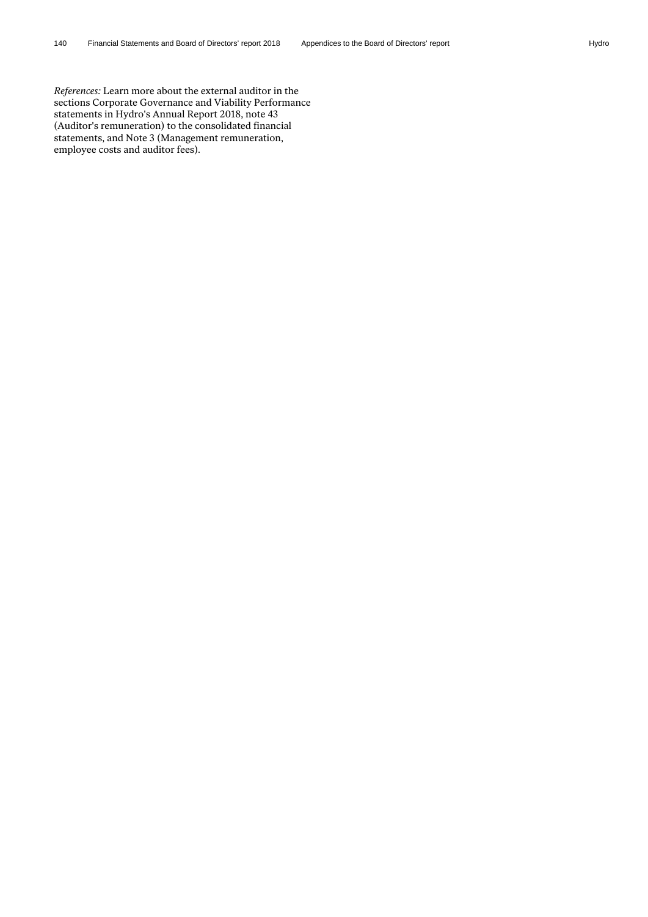*References:* Learn more about the external auditor in the sections Corporate Governance and Viability Performance statements in Hydro's Annual Report 2018, note 43 (Auditor's remuneration) to the consolidated financial statements, and Note 3 (Management remuneration, employee costs and auditor fees).